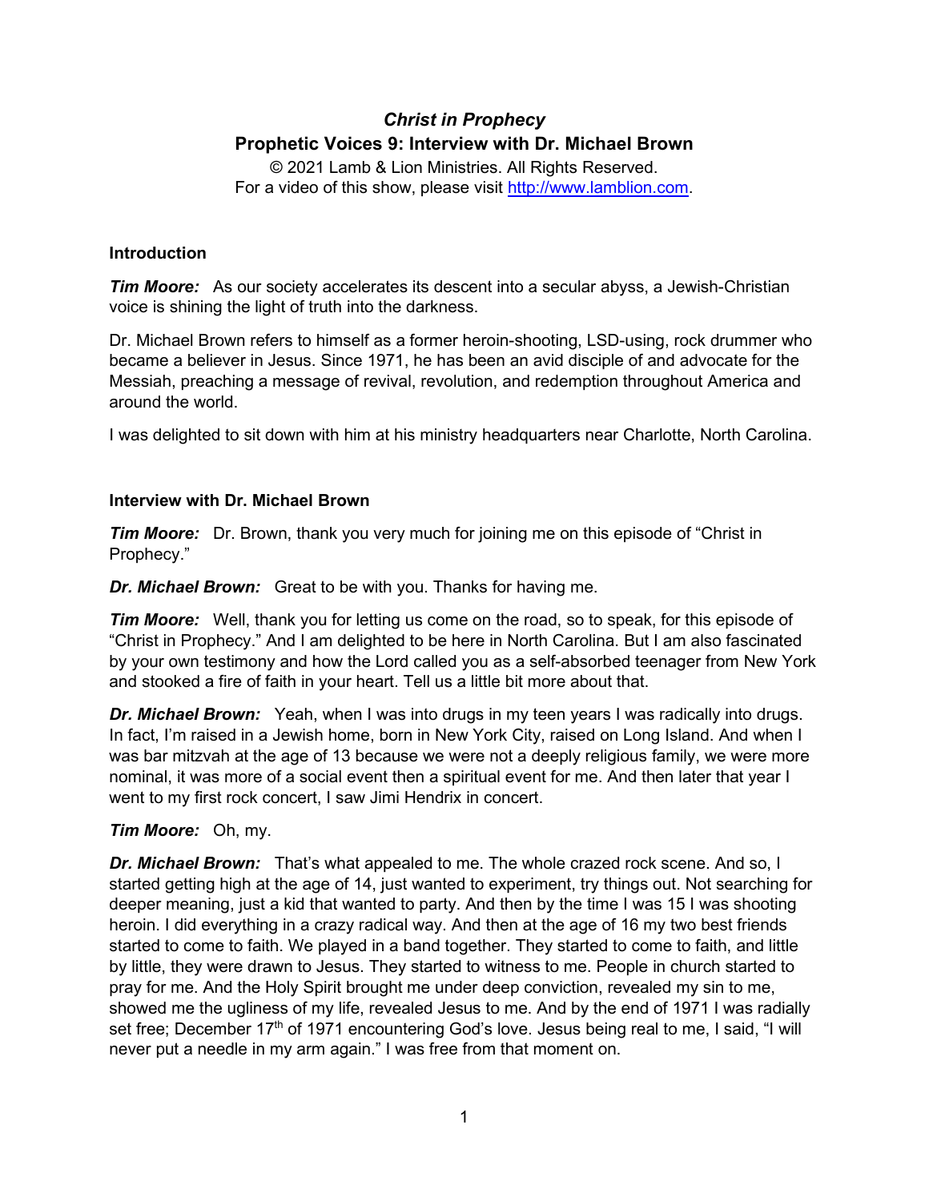# *Christ in Prophecy*

## Prophetic Voices 9: Interview with Dr. Michael Brown

© 2021 Lamb & Lion Ministries. All Rights Reserved.
For a video of this show, please visit http://www.lamblion.com.

### Introduction

***Tim Moore:*** As our society accelerates its descent into a secular abyss, a Jewish-Christian voice is shining the light of truth into the darkness.

Dr. Michael Brown refers to himself as a former heroin-shooting, LSD-using, rock drummer who became a believer in Jesus. Since 1971, he has been an avid disciple of and advocate for the Messiah, preaching a message of revival, revolution, and redemption throughout America and around the world.

I was delighted to sit down with him at his ministry headquarters near Charlotte, North Carolina.

### Interview with Dr. Michael Brown

***Tim Moore:*** Dr. Brown, thank you very much for joining me on this episode of "Christ in Prophecy."

***Dr. Michael Brown:*** Great to be with you. Thanks for having me.

***Tim Moore:*** Well, thank you for letting us come on the road, so to speak, for this episode of "Christ in Prophecy." And I am delighted to be here in North Carolina. But I am also fascinated by your own testimony and how the Lord called you as a self-absorbed teenager from New York and stooked a fire of faith in your heart. Tell us a little bit more about that.

***Dr. Michael Brown:*** Yeah, when I was into drugs in my teen years I was radically into drugs. In fact, I'm raised in a Jewish home, born in New York City, raised on Long Island. And when I was bar mitzvah at the age of 13 because we were not a deeply religious family, we were more nominal, it was more of a social event then a spiritual event for me. And then later that year I went to my first rock concert, I saw Jimi Hendrix in concert.

***Tim Moore:*** Oh, my.

***Dr. Michael Brown:*** That's what appealed to me. The whole crazed rock scene. And so, I started getting high at the age of 14, just wanted to experiment, try things out. Not searching for deeper meaning, just a kid that wanted to party. And then by the time I was 15 I was shooting heroin. I did everything in a crazy radical way. And then at the age of 16 my two best friends started to come to faith. We played in a band together. They started to come to faith, and little by little, they were drawn to Jesus. They started to witness to me. People in church started to pray for me. And the Holy Spirit brought me under deep conviction, revealed my sin to me, showed me the ugliness of my life, revealed Jesus to me. And by the end of 1971 I was radially set free; December 17th of 1971 encountering God's love. Jesus being real to me, I said, "I will never put a needle in my arm again." I was free from that moment on.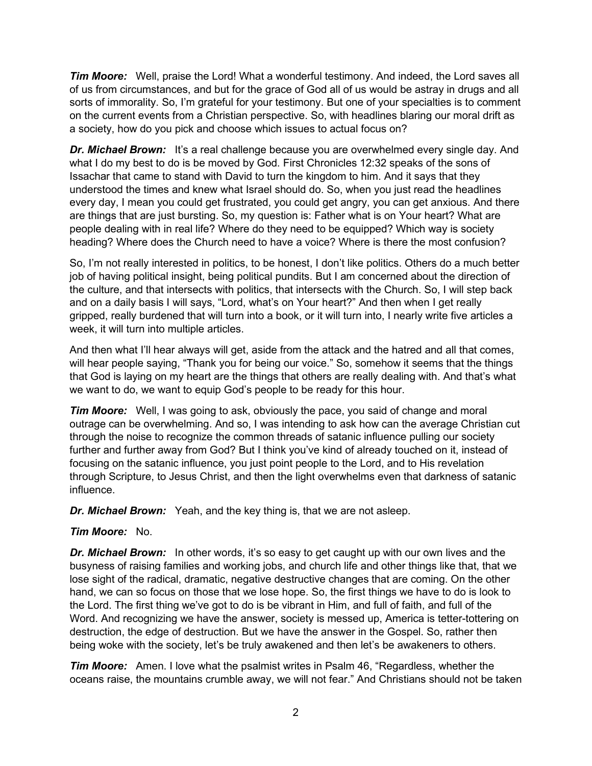***Tim Moore:*** Well, praise the Lord! What a wonderful testimony. And indeed, the Lord saves all of us from circumstances, and but for the grace of God all of us would be astray in drugs and all sorts of immorality. So, I'm grateful for your testimony. But one of your specialties is to comment on the current events from a Christian perspective. So, with headlines blaring our moral drift as a society, how do you pick and choose which issues to actual focus on?

***Dr. Michael Brown:*** It's a real challenge because you are overwhelmed every single day. And what I do my best to do is be moved by God. First Chronicles 12:32 speaks of the sons of Issachar that came to stand with David to turn the kingdom to him. And it says that they understood the times and knew what Israel should do. So, when you just read the headlines every day, I mean you could get frustrated, you could get angry, you can get anxious. And there are things that are just bursting. So, my question is: Father what is on Your heart? What are people dealing with in real life? Where do they need to be equipped? Which way is society heading? Where does the Church need to have a voice? Where is there the most confusion?

So, I'm not really interested in politics, to be honest, I don't like politics. Others do a much better job of having political insight, being political pundits. But I am concerned about the direction of the culture, and that intersects with politics, that intersects with the Church. So, I will step back and on a daily basis I will says, "Lord, what's on Your heart?" And then when I get really gripped, really burdened that will turn into a book, or it will turn into, I nearly write five articles a week, it will turn into multiple articles.

And then what I'll hear always will get, aside from the attack and the hatred and all that comes, will hear people saying, "Thank you for being our voice." So, somehow it seems that the things that God is laying on my heart are the things that others are really dealing with. And that's what we want to do, we want to equip God's people to be ready for this hour.

***Tim Moore:*** Well, I was going to ask, obviously the pace, you said of change and moral outrage can be overwhelming. And so, I was intending to ask how can the average Christian cut through the noise to recognize the common threads of satanic influence pulling our society further and further away from God? But I think you've kind of already touched on it, instead of focusing on the satanic influence, you just point people to the Lord, and to His revelation through Scripture, to Jesus Christ, and then the light overwhelms even that darkness of satanic influence.

***Dr. Michael Brown:*** Yeah, and the key thing is, that we are not asleep.

***Tim Moore:*** No.

***Dr. Michael Brown:*** In other words, it's so easy to get caught up with our own lives and the busyness of raising families and working jobs, and church life and other things like that, that we lose sight of the radical, dramatic, negative destructive changes that are coming. On the other hand, we can so focus on those that we lose hope. So, the first things we have to do is look to the Lord. The first thing we've got to do is be vibrant in Him, and full of faith, and full of the Word. And recognizing we have the answer, society is messed up, America is tetter-tottering on destruction, the edge of destruction. But we have the answer in the Gospel. So, rather then being woke with the society, let's be truly awakened and then let's be awakeners to others.

***Tim Moore:*** Amen. I love what the psalmist writes in Psalm 46, "Regardless, whether the oceans raise, the mountains crumble away, we will not fear." And Christians should not be taken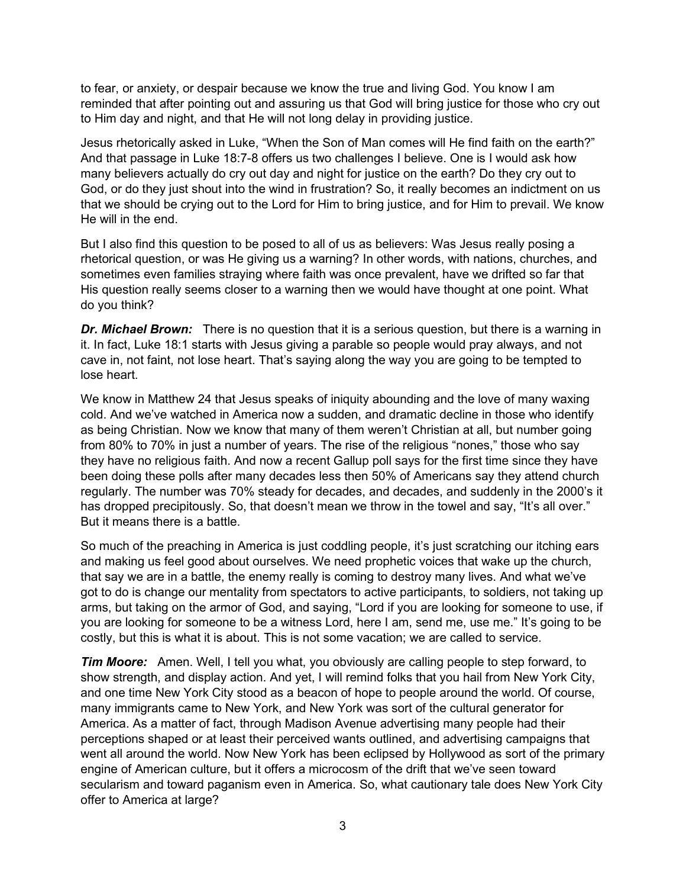to fear, or anxiety, or despair because we know the true and living God. You know I am reminded that after pointing out and assuring us that God will bring justice for those who cry out to Him day and night, and that He will not long delay in providing justice.

Jesus rhetorically asked in Luke, "When the Son of Man comes will He find faith on the earth?" And that passage in Luke 18:7-8 offers us two challenges I believe. One is I would ask how many believers actually do cry out day and night for justice on the earth? Do they cry out to God, or do they just shout into the wind in frustration? So, it really becomes an indictment on us that we should be crying out to the Lord for Him to bring justice, and for Him to prevail. We know He will in the end.

But I also find this question to be posed to all of us as believers: Was Jesus really posing a rhetorical question, or was He giving us a warning? In other words, with nations, churches, and sometimes even families straying where faith was once prevalent, have we drifted so far that His question really seems closer to a warning then we would have thought at one point. What do you think?

***Dr. Michael Brown:*** There is no question that it is a serious question, but there is a warning in it. In fact, Luke 18:1 starts with Jesus giving a parable so people would pray always, and not cave in, not faint, not lose heart. That's saying along the way you are going to be tempted to lose heart.

We know in Matthew 24 that Jesus speaks of iniquity abounding and the love of many waxing cold. And we've watched in America now a sudden, and dramatic decline in those who identify as being Christian. Now we know that many of them weren't Christian at all, but number going from 80% to 70% in just a number of years. The rise of the religious "nones," those who say they have no religious faith. And now a recent Gallup poll says for the first time since they have been doing these polls after many decades less then 50% of Americans say they attend church regularly. The number was 70% steady for decades, and decades, and suddenly in the 2000's it has dropped precipitously. So, that doesn't mean we throw in the towel and say, "It's all over." But it means there is a battle.

So much of the preaching in America is just coddling people, it's just scratching our itching ears and making us feel good about ourselves. We need prophetic voices that wake up the church, that say we are in a battle, the enemy really is coming to destroy many lives. And what we've got to do is change our mentality from spectators to active participants, to soldiers, not taking up arms, but taking on the armor of God, and saying, "Lord if you are looking for someone to use, if you are looking for someone to be a witness Lord, here I am, send me, use me." It's going to be costly, but this is what it is about. This is not some vacation; we are called to service.

***Tim Moore:*** Amen. Well, I tell you what, you obviously are calling people to step forward, to show strength, and display action. And yet, I will remind folks that you hail from New York City, and one time New York City stood as a beacon of hope to people around the world. Of course, many immigrants came to New York, and New York was sort of the cultural generator for America. As a matter of fact, through Madison Avenue advertising many people had their perceptions shaped or at least their perceived wants outlined, and advertising campaigns that went all around the world. Now New York has been eclipsed by Hollywood as sort of the primary engine of American culture, but it offers a microcosm of the drift that we've seen toward secularism and toward paganism even in America. So, what cautionary tale does New York City offer to America at large?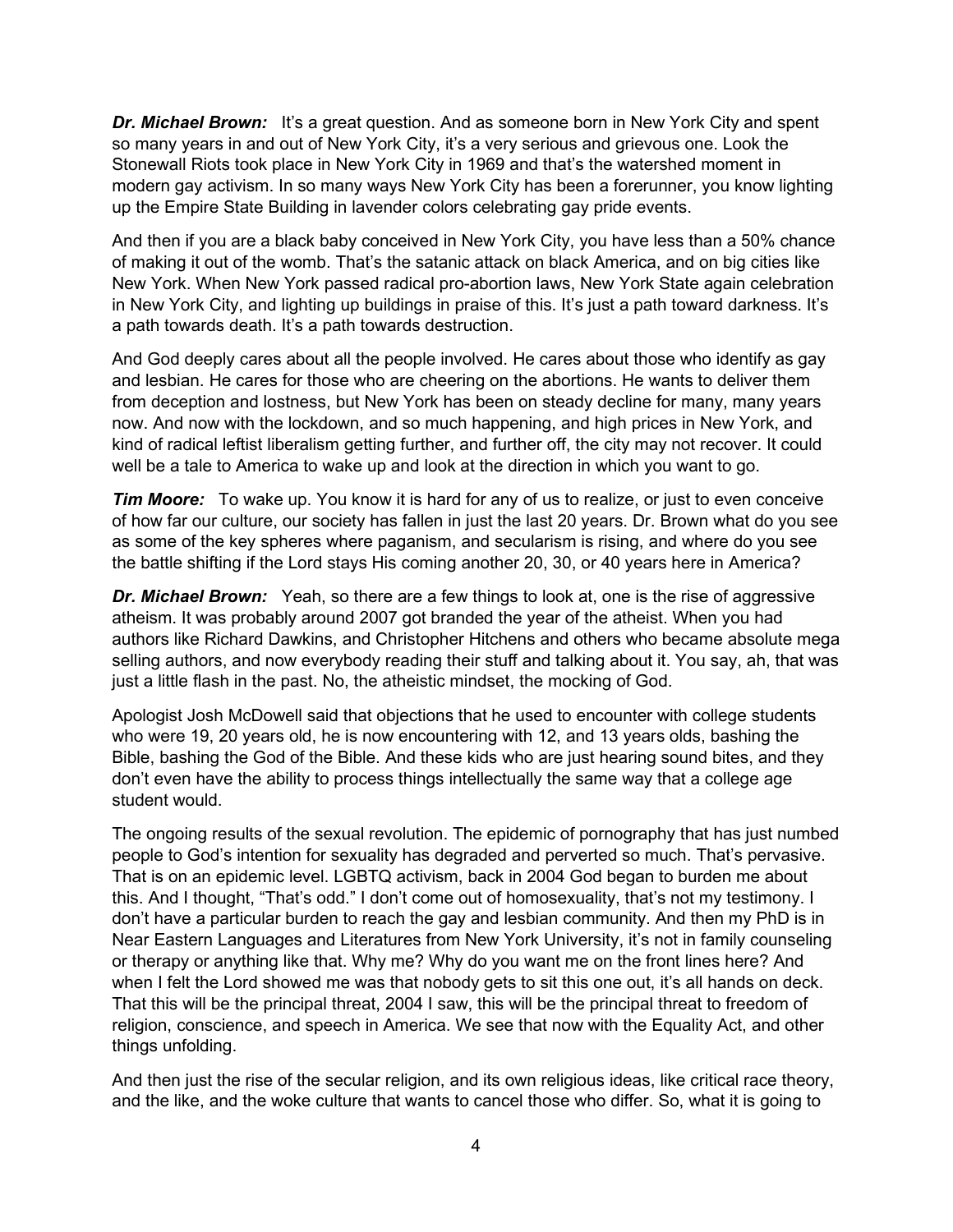***Dr. Michael Brown:*** It's a great question. And as someone born in New York City and spent so many years in and out of New York City, it's a very serious and grievous one. Look the Stonewall Riots took place in New York City in 1969 and that's the watershed moment in modern gay activism. In so many ways New York City has been a forerunner, you know lighting up the Empire State Building in lavender colors celebrating gay pride events.

And then if you are a black baby conceived in New York City, you have less than a 50% chance of making it out of the womb. That's the satanic attack on black America, and on big cities like New York. When New York passed radical pro-abortion laws, New York State again celebration in New York City, and lighting up buildings in praise of this. It's just a path toward darkness. It's a path towards death. It's a path towards destruction.

And God deeply cares about all the people involved. He cares about those who identify as gay and lesbian. He cares for those who are cheering on the abortions. He wants to deliver them from deception and lostness, but New York has been on steady decline for many, many years now. And now with the lockdown, and so much happening, and high prices in New York, and kind of radical leftist liberalism getting further, and further off, the city may not recover. It could well be a tale to America to wake up and look at the direction in which you want to go.

***Tim Moore:*** To wake up. You know it is hard for any of us to realize, or just to even conceive of how far our culture, our society has fallen in just the last 20 years. Dr. Brown what do you see as some of the key spheres where paganism, and secularism is rising, and where do you see the battle shifting if the Lord stays His coming another 20, 30, or 40 years here in America?

***Dr. Michael Brown:*** Yeah, so there are a few things to look at, one is the rise of aggressive atheism. It was probably around 2007 got branded the year of the atheist. When you had authors like Richard Dawkins, and Christopher Hitchens and others who became absolute mega selling authors, and now everybody reading their stuff and talking about it. You say, ah, that was just a little flash in the past. No, the atheistic mindset, the mocking of God.

Apologist Josh McDowell said that objections that he used to encounter with college students who were 19, 20 years old, he is now encountering with 12, and 13 years olds, bashing the Bible, bashing the God of the Bible. And these kids who are just hearing sound bites, and they don't even have the ability to process things intellectually the same way that a college age student would.

The ongoing results of the sexual revolution. The epidemic of pornography that has just numbed people to God's intention for sexuality has degraded and perverted so much. That's pervasive. That is on an epidemic level. LGBTQ activism, back in 2004 God began to burden me about this. And I thought, "That's odd." I don't come out of homosexuality, that's not my testimony. I don't have a particular burden to reach the gay and lesbian community. And then my PhD is in Near Eastern Languages and Literatures from New York University, it's not in family counseling or therapy or anything like that. Why me? Why do you want me on the front lines here? And when I felt the Lord showed me was that nobody gets to sit this one out, it's all hands on deck. That this will be the principal threat, 2004 I saw, this will be the principal threat to freedom of religion, conscience, and speech in America. We see that now with the Equality Act, and other things unfolding.

And then just the rise of the secular religion, and its own religious ideas, like critical race theory, and the like, and the woke culture that wants to cancel those who differ. So, what it is going to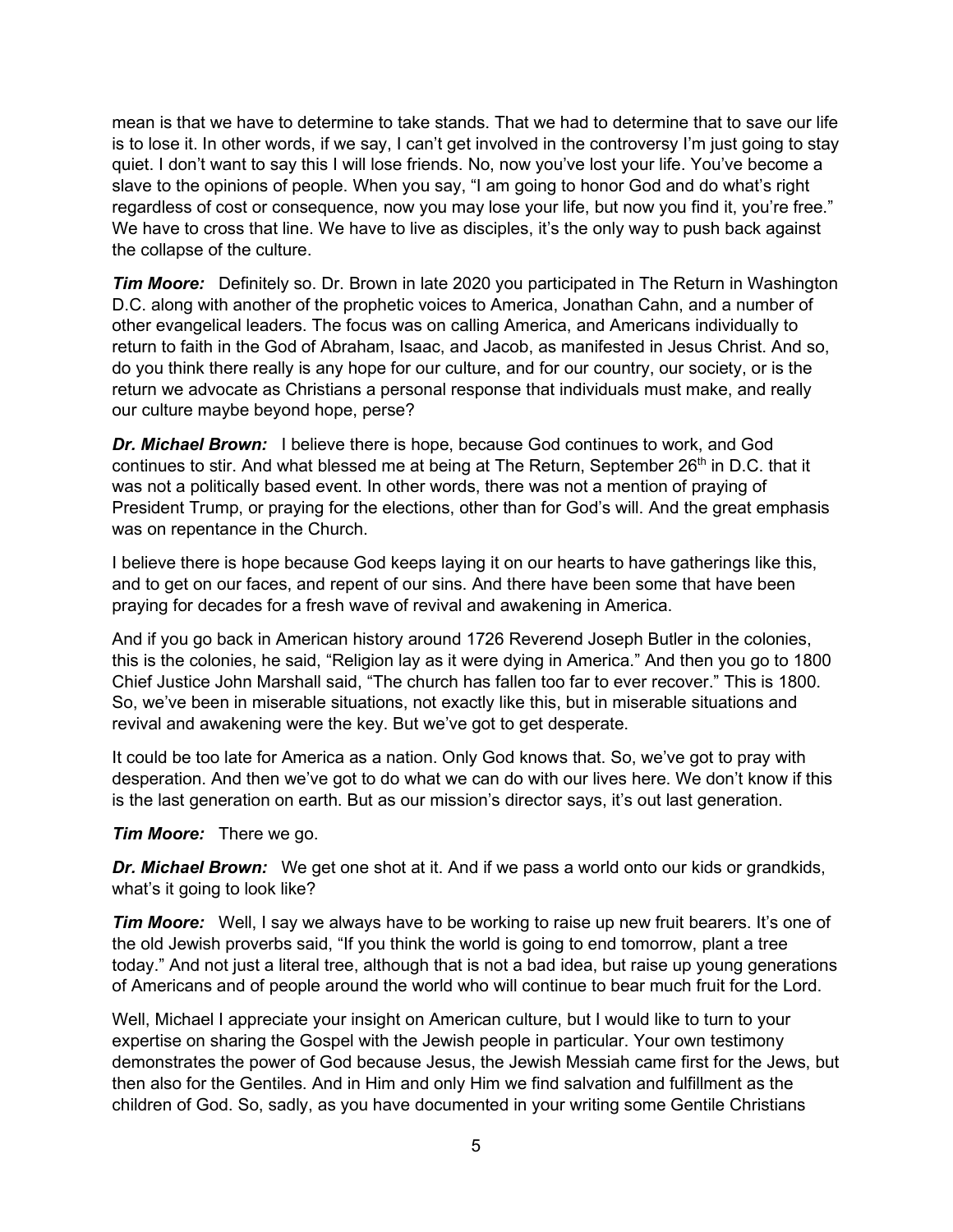mean is that we have to determine to take stands. That we had to determine that to save our life is to lose it. In other words, if we say, I can't get involved in the controversy I'm just going to stay quiet. I don't want to say this I will lose friends. No, now you've lost your life. You've become a slave to the opinions of people. When you say, "I am going to honor God and do what's right regardless of cost or consequence, now you may lose your life, but now you find it, you're free." We have to cross that line. We have to live as disciples, it's the only way to push back against the collapse of the culture.

***Tim Moore:*** Definitely so. Dr. Brown in late 2020 you participated in The Return in Washington D.C. along with another of the prophetic voices to America, Jonathan Cahn, and a number of other evangelical leaders. The focus was on calling America, and Americans individually to return to faith in the God of Abraham, Isaac, and Jacob, as manifested in Jesus Christ. And so, do you think there really is any hope for our culture, and for our country, our society, or is the return we advocate as Christians a personal response that individuals must make, and really our culture maybe beyond hope, perse?

***Dr. Michael Brown:*** I believe there is hope, because God continues to work, and God continues to stir. And what blessed me at being at The Return, September 26th in D.C. that it was not a politically based event. In other words, there was not a mention of praying of President Trump, or praying for the elections, other than for God's will. And the great emphasis was on repentance in the Church.

I believe there is hope because God keeps laying it on our hearts to have gatherings like this, and to get on our faces, and repent of our sins. And there have been some that have been praying for decades for a fresh wave of revival and awakening in America.

And if you go back in American history around 1726 Reverend Joseph Butler in the colonies, this is the colonies, he said, "Religion lay as it were dying in America." And then you go to 1800 Chief Justice John Marshall said, "The church has fallen too far to ever recover." This is 1800. So, we've been in miserable situations, not exactly like this, but in miserable situations and revival and awakening were the key. But we've got to get desperate.

It could be too late for America as a nation. Only God knows that. So, we've got to pray with desperation. And then we've got to do what we can do with our lives here. We don't know if this is the last generation on earth. But as our mission's director says, it's out last generation.

***Tim Moore:*** There we go.

***Dr. Michael Brown:*** We get one shot at it. And if we pass a world onto our kids or grandkids, what's it going to look like?

***Tim Moore:*** Well, I say we always have to be working to raise up new fruit bearers. It's one of the old Jewish proverbs said, "If you think the world is going to end tomorrow, plant a tree today." And not just a literal tree, although that is not a bad idea, but raise up young generations of Americans and of people around the world who will continue to bear much fruit for the Lord.

Well, Michael I appreciate your insight on American culture, but I would like to turn to your expertise on sharing the Gospel with the Jewish people in particular. Your own testimony demonstrates the power of God because Jesus, the Jewish Messiah came first for the Jews, but then also for the Gentiles. And in Him and only Him we find salvation and fulfillment as the children of God. So, sadly, as you have documented in your writing some Gentile Christians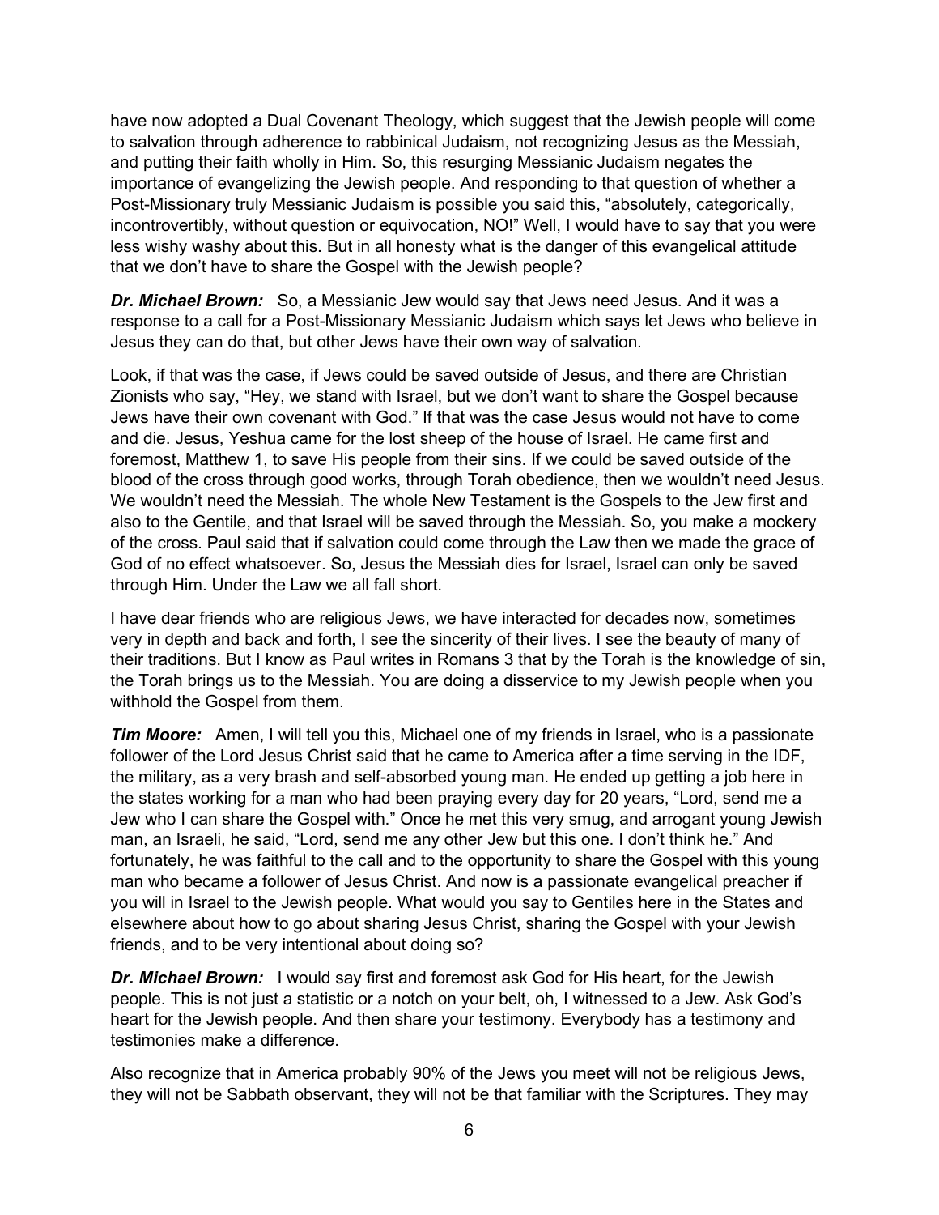have now adopted a Dual Covenant Theology, which suggest that the Jewish people will come to salvation through adherence to rabbinical Judaism, not recognizing Jesus as the Messiah, and putting their faith wholly in Him. So, this resurging Messianic Judaism negates the importance of evangelizing the Jewish people. And responding to that question of whether a Post-Missionary truly Messianic Judaism is possible you said this, "absolutely, categorically, incontrovertibly, without question or equivocation, NO!" Well, I would have to say that you were less wishy washy about this. But in all honesty what is the danger of this evangelical attitude that we don't have to share the Gospel with the Jewish people?

***Dr. Michael Brown:*** So, a Messianic Jew would say that Jews need Jesus. And it was a response to a call for a Post-Missionary Messianic Judaism which says let Jews who believe in Jesus they can do that, but other Jews have their own way of salvation.

Look, if that was the case, if Jews could be saved outside of Jesus, and there are Christian Zionists who say, "Hey, we stand with Israel, but we don't want to share the Gospel because Jews have their own covenant with God." If that was the case Jesus would not have to come and die. Jesus, Yeshua came for the lost sheep of the house of Israel. He came first and foremost, Matthew 1, to save His people from their sins. If we could be saved outside of the blood of the cross through good works, through Torah obedience, then we wouldn't need Jesus. We wouldn't need the Messiah. The whole New Testament is the Gospels to the Jew first and also to the Gentile, and that Israel will be saved through the Messiah. So, you make a mockery of the cross. Paul said that if salvation could come through the Law then we made the grace of God of no effect whatsoever. So, Jesus the Messiah dies for Israel, Israel can only be saved through Him. Under the Law we all fall short.

I have dear friends who are religious Jews, we have interacted for decades now, sometimes very in depth and back and forth, I see the sincerity of their lives. I see the beauty of many of their traditions. But I know as Paul writes in Romans 3 that by the Torah is the knowledge of sin, the Torah brings us to the Messiah. You are doing a disservice to my Jewish people when you withhold the Gospel from them.

***Tim Moore:*** Amen, I will tell you this, Michael one of my friends in Israel, who is a passionate follower of the Lord Jesus Christ said that he came to America after a time serving in the IDF, the military, as a very brash and self-absorbed young man. He ended up getting a job here in the states working for a man who had been praying every day for 20 years, "Lord, send me a Jew who I can share the Gospel with." Once he met this very smug, and arrogant young Jewish man, an Israeli, he said, "Lord, send me any other Jew but this one. I don't think he." And fortunately, he was faithful to the call and to the opportunity to share the Gospel with this young man who became a follower of Jesus Christ. And now is a passionate evangelical preacher if you will in Israel to the Jewish people. What would you say to Gentiles here in the States and elsewhere about how to go about sharing Jesus Christ, sharing the Gospel with your Jewish friends, and to be very intentional about doing so?

***Dr. Michael Brown:*** I would say first and foremost ask God for His heart, for the Jewish people. This is not just a statistic or a notch on your belt, oh, I witnessed to a Jew. Ask God's heart for the Jewish people. And then share your testimony. Everybody has a testimony and testimonies make a difference.

Also recognize that in America probably 90% of the Jews you meet will not be religious Jews, they will not be Sabbath observant, they will not be that familiar with the Scriptures. They may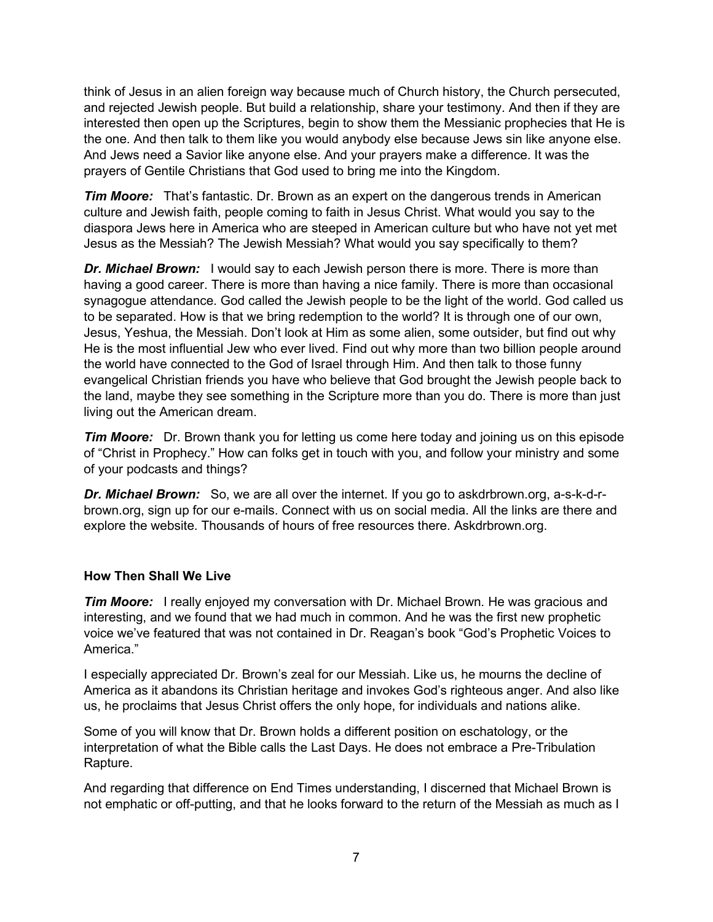think of Jesus in an alien foreign way because much of Church history, the Church persecuted, and rejected Jewish people. But build a relationship, share your testimony. And then if they are interested then open up the Scriptures, begin to show them the Messianic prophecies that He is the one. And then talk to them like you would anybody else because Jews sin like anyone else. And Jews need a Savior like anyone else. And your prayers make a difference. It was the prayers of Gentile Christians that God used to bring me into the Kingdom.

***Tim Moore:*** That's fantastic. Dr. Brown as an expert on the dangerous trends in American culture and Jewish faith, people coming to faith in Jesus Christ. What would you say to the diaspora Jews here in America who are steeped in American culture but who have not yet met Jesus as the Messiah? The Jewish Messiah? What would you say specifically to them?

***Dr. Michael Brown:*** I would say to each Jewish person there is more. There is more than having a good career. There is more than having a nice family. There is more than occasional synagogue attendance. God called the Jewish people to be the light of the world. God called us to be separated. How is that we bring redemption to the world? It is through one of our own, Jesus, Yeshua, the Messiah. Don't look at Him as some alien, some outsider, but find out why He is the most influential Jew who ever lived. Find out why more than two billion people around the world have connected to the God of Israel through Him. And then talk to those funny evangelical Christian friends you have who believe that God brought the Jewish people back to the land, maybe they see something in the Scripture more than you do. There is more than just living out the American dream.

***Tim Moore:*** Dr. Brown thank you for letting us come here today and joining us on this episode of "Christ in Prophecy." How can folks get in touch with you, and follow your ministry and some of your podcasts and things?

***Dr. Michael Brown:*** So, we are all over the internet. If you go to askdrbrown.org, a-s-k-d-r-brown.org, sign up for our e-mails. Connect with us on social media. All the links are there and explore the website. Thousands of hours of free resources there. Askdrbrown.org.

**How Then Shall We Live**

***Tim Moore:*** I really enjoyed my conversation with Dr. Michael Brown. He was gracious and interesting, and we found that we had much in common. And he was the first new prophetic voice we've featured that was not contained in Dr. Reagan's book "God's Prophetic Voices to America."

I especially appreciated Dr. Brown's zeal for our Messiah. Like us, he mourns the decline of America as it abandons its Christian heritage and invokes God's righteous anger. And also like us, he proclaims that Jesus Christ offers the only hope, for individuals and nations alike.

Some of you will know that Dr. Brown holds a different position on eschatology, or the interpretation of what the Bible calls the Last Days. He does not embrace a Pre-Tribulation Rapture.

And regarding that difference on End Times understanding, I discerned that Michael Brown is not emphatic or off-putting, and that he looks forward to the return of the Messiah as much as I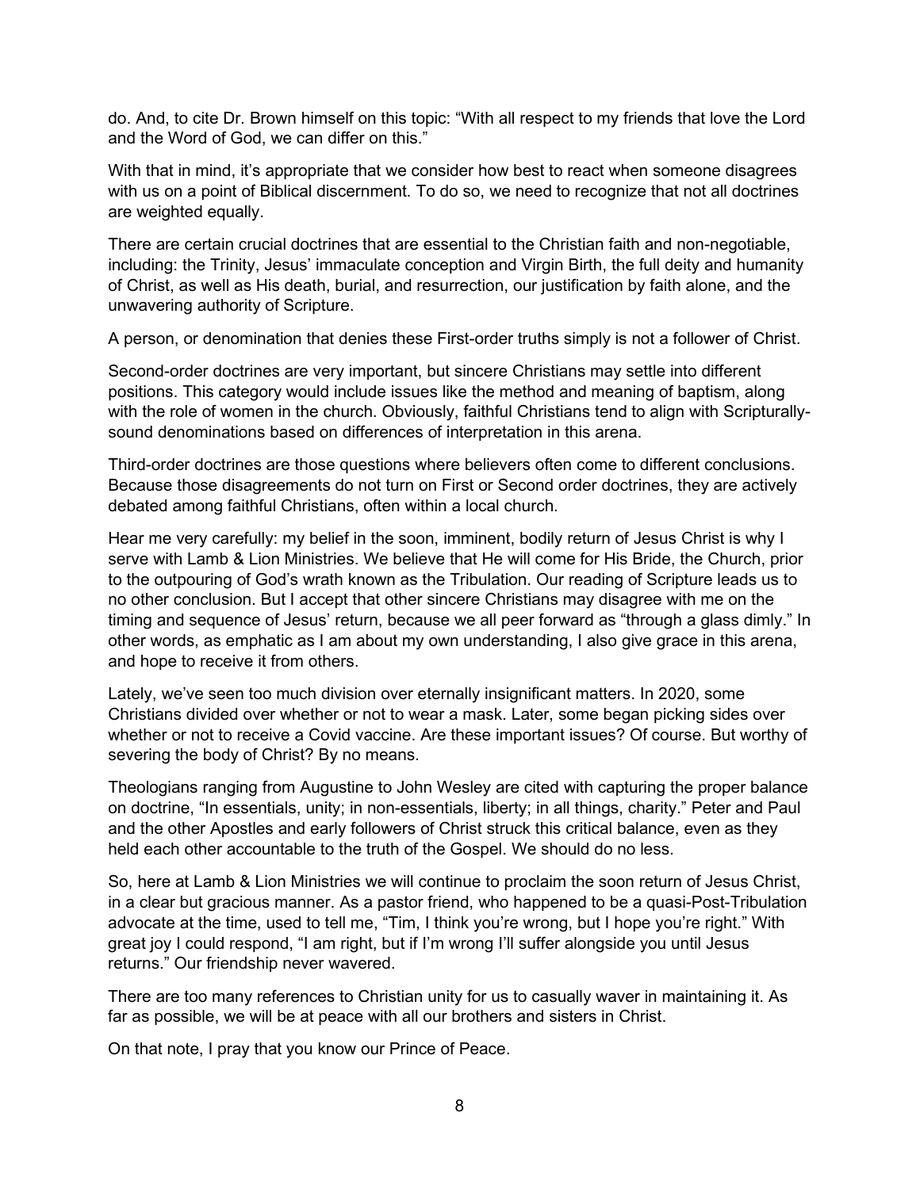do. And, to cite Dr. Brown himself on this topic: "With all respect to my friends that love the Lord and the Word of God, we can differ on this."

With that in mind, it's appropriate that we consider how best to react when someone disagrees with us on a point of Biblical discernment. To do so, we need to recognize that not all doctrines are weighted equally.

There are certain crucial doctrines that are essential to the Christian faith and non-negotiable, including: the Trinity, Jesus' immaculate conception and Virgin Birth, the full deity and humanity of Christ, as well as His death, burial, and resurrection, our justification by faith alone, and the unwavering authority of Scripture.

A person, or denomination that denies these First-order truths simply is not a follower of Christ.

Second-order doctrines are very important, but sincere Christians may settle into different positions. This category would include issues like the method and meaning of baptism, along with the role of women in the church. Obviously, faithful Christians tend to align with Scripturally-sound denominations based on differences of interpretation in this arena.

Third-order doctrines are those questions where believers often come to different conclusions. Because those disagreements do not turn on First or Second order doctrines, they are actively debated among faithful Christians, often within a local church.

Hear me very carefully: my belief in the soon, imminent, bodily return of Jesus Christ is why I serve with Lamb & Lion Ministries. We believe that He will come for His Bride, the Church, prior to the outpouring of God's wrath known as the Tribulation. Our reading of Scripture leads us to no other conclusion. But I accept that other sincere Christians may disagree with me on the timing and sequence of Jesus' return, because we all peer forward as "through a glass dimly." In other words, as emphatic as I am about my own understanding, I also give grace in this arena, and hope to receive it from others.

Lately, we've seen too much division over eternally insignificant matters. In 2020, some Christians divided over whether or not to wear a mask. Later, some began picking sides over whether or not to receive a Covid vaccine. Are these important issues? Of course. But worthy of severing the body of Christ? By no means.

Theologians ranging from Augustine to John Wesley are cited with capturing the proper balance on doctrine, "In essentials, unity; in non-essentials, liberty; in all things, charity." Peter and Paul and the other Apostles and early followers of Christ struck this critical balance, even as they held each other accountable to the truth of the Gospel. We should do no less.

So, here at Lamb & Lion Ministries we will continue to proclaim the soon return of Jesus Christ, in a clear but gracious manner. As a pastor friend, who happened to be a quasi-Post-Tribulation advocate at the time, used to tell me, "Tim, I think you're wrong, but I hope you're right." With great joy I could respond, "I am right, but if I'm wrong I'll suffer alongside you until Jesus returns." Our friendship never wavered.

There are too many references to Christian unity for us to casually waver in maintaining it. As far as possible, we will be at peace with all our brothers and sisters in Christ.

On that note, I pray that you know our Prince of Peace.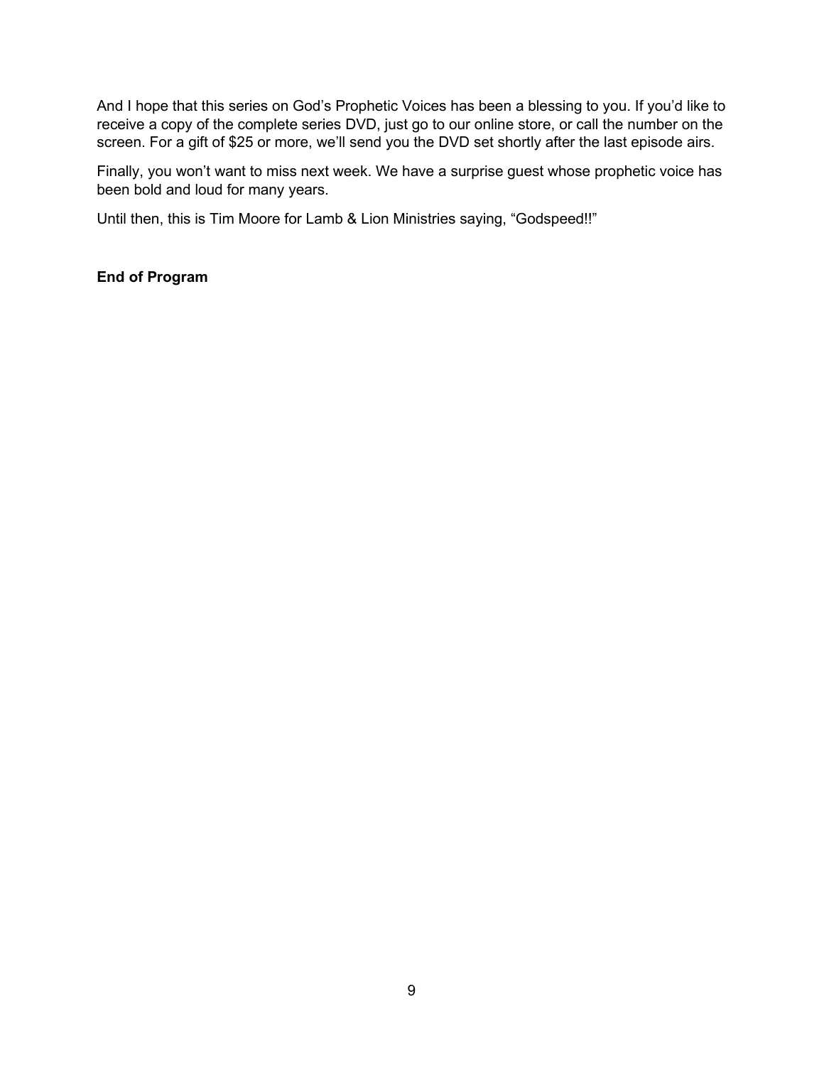And I hope that this series on God's Prophetic Voices has been a blessing to you. If you'd like to receive a copy of the complete series DVD, just go to our online store, or call the number on the screen. For a gift of $25 or more, we'll send you the DVD set shortly after the last episode airs.

Finally, you won't want to miss next week. We have a surprise guest whose prophetic voice has been bold and loud for many years.

Until then, this is Tim Moore for Lamb & Lion Ministries saying, "Godspeed!!"

**End of Program**